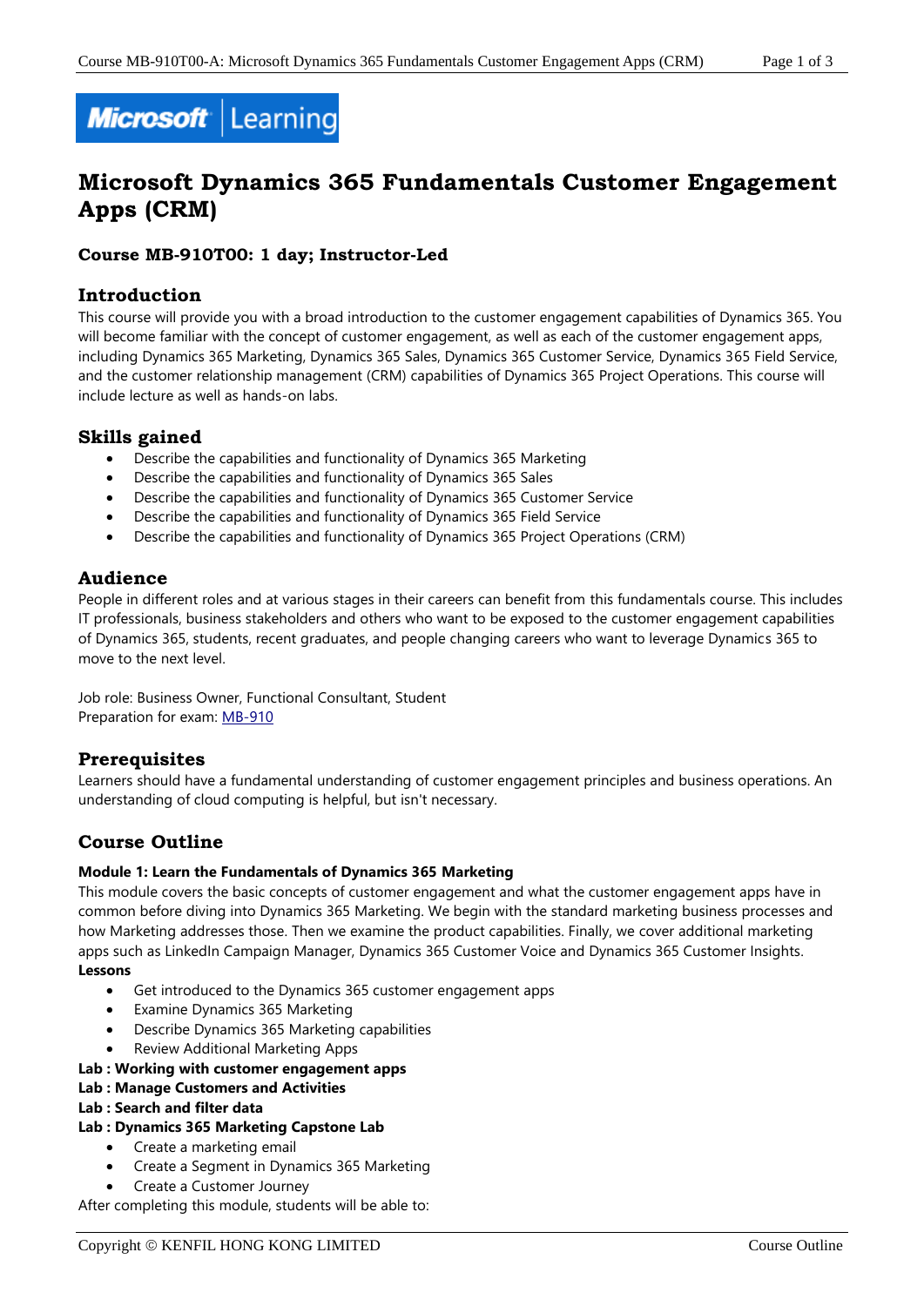# Microsoft Dynamics 365 Fundamentals Customer Engagement Apps (CRM)

### Course MB-910T00: 1 day; Instructor-Led

## Introduction

This course will provide you with a broad introduction to the customer engagement capabilities of Dynamics 365. You will become familiar with the concept of customer engagement, as well as each of the customer engagement apps, including Dynamics 365 Marketing, Dynamics 365 Sales, Dynamics 365 Customer Service, Dynamics 365 Field Service, and the customer relationship management (CRM) capabilities of Dynamics 365 Project Operations. This course will include lecture as well as hands-on labs.

## Skills gained

- Describe the capabilities and functionality of Dynamics 365 Marketing
- Describe the capabilities and functionality of Dynamics 365 Sales
- Describe the capabilities and functionality of Dynamics 365 Customer Service
- Describe the capabilities and functionality of Dynamics 365 Field Service
- Describe the capabilities and functionality of Dynamics 365 Project Operations (CRM)

## Audience

People in different roles and at various stages in their careers can benefit from this fundamentals course. This includes IT professionals, business stakeholders and others who want to be exposed to the customer engagement capabilities of Dynamics 365, students, recent graduates, and people changing careers who want to leverage Dynamics 365 to move to the next level.

Job role: Business Owner, Functional Consultant, Student
Preparation for exam: MB-910

## Prerequisites

Learners should have a fundamental understanding of customer engagement principles and business operations. An understanding of cloud computing is helpful, but isn't necessary.

## Course Outline

**Module 1: Learn the Fundamentals of Dynamics 365 Marketing**

This module covers the basic concepts of customer engagement and what the customer engagement apps have in common before diving into Dynamics 365 Marketing. We begin with the standard marketing business processes and how Marketing addresses those. Then we examine the product capabilities. Finally, we cover additional marketing apps such as LinkedIn Campaign Manager, Dynamics 365 Customer Voice and Dynamics 365 Customer Insights.

**Lessons**

- Get introduced to the Dynamics 365 customer engagement apps
- Examine Dynamics 365 Marketing
- Describe Dynamics 365 Marketing capabilities
- Review Additional Marketing Apps

**Lab : Working with customer engagement apps**
**Lab : Manage Customers and Activities**
**Lab : Search and filter data**
**Lab : Dynamics 365 Marketing Capstone Lab**

- Create a marketing email
- Create a Segment in Dynamics 365 Marketing
- Create a Customer Journey

After completing this module, students will be able to: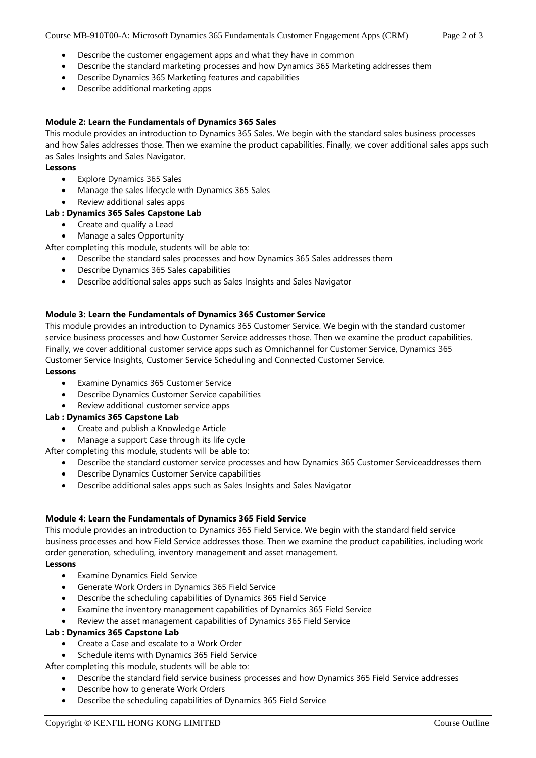- Describe the customer engagement apps and what they have in common
- Describe the standard marketing processes and how Dynamics 365 Marketing addresses them
- Describe Dynamics 365 Marketing features and capabilities
- Describe additional marketing apps

**Module 2: Learn the Fundamentals of Dynamics 365 Sales**

This module provides an introduction to Dynamics 365 Sales. We begin with the standard sales business processes and how Sales addresses those. Then we examine the product capabilities. Finally, we cover additional sales apps such as Sales Insights and Sales Navigator.

**Lessons**

- Explore Dynamics 365 Sales
- Manage the sales lifecycle with Dynamics 365 Sales
- Review additional sales apps

**Lab : Dynamics 365 Sales Capstone Lab**

- Create and qualify a Lead
- Manage a sales Opportunity

After completing this module, students will be able to:

- Describe the standard sales processes and how Dynamics 365 Sales addresses them
- Describe Dynamics 365 Sales capabilities
- Describe additional sales apps such as Sales Insights and Sales Navigator

**Module 3: Learn the Fundamentals of Dynamics 365 Customer Service**

This module provides an introduction to Dynamics 365 Customer Service. We begin with the standard customer service business processes and how Customer Service addresses those. Then we examine the product capabilities. Finally, we cover additional customer service apps such as Omnichannel for Customer Service, Dynamics 365 Customer Service Insights, Customer Service Scheduling and Connected Customer Service.

**Lessons**

- Examine Dynamics 365 Customer Service
- Describe Dynamics Customer Service capabilities
- Review additional customer service apps

**Lab : Dynamics 365 Capstone Lab**

- Create and publish a Knowledge Article
- Manage a support Case through its life cycle

After completing this module, students will be able to:

- Describe the standard customer service processes and how Dynamics 365 Customer Serviceaddresses them
- Describe Dynamics Customer Service capabilities
- Describe additional sales apps such as Sales Insights and Sales Navigator

**Module 4: Learn the Fundamentals of Dynamics 365 Field Service**

This module provides an introduction to Dynamics 365 Field Service. We begin with the standard field service business processes and how Field Service addresses those. Then we examine the product capabilities, including work order generation, scheduling, inventory management and asset management.

**Lessons**

- Examine Dynamics Field Service
- Generate Work Orders in Dynamics 365 Field Service
- Describe the scheduling capabilities of Dynamics 365 Field Service
- Examine the inventory management capabilities of Dynamics 365 Field Service
- Review the asset management capabilities of Dynamics 365 Field Service

**Lab : Dynamics 365 Capstone Lab**

- Create a Case and escalate to a Work Order
- Schedule items with Dynamics 365 Field Service

After completing this module, students will be able to:

- Describe the standard field service business processes and how Dynamics 365 Field Service addresses
- Describe how to generate Work Orders
- Describe the scheduling capabilities of Dynamics 365 Field Service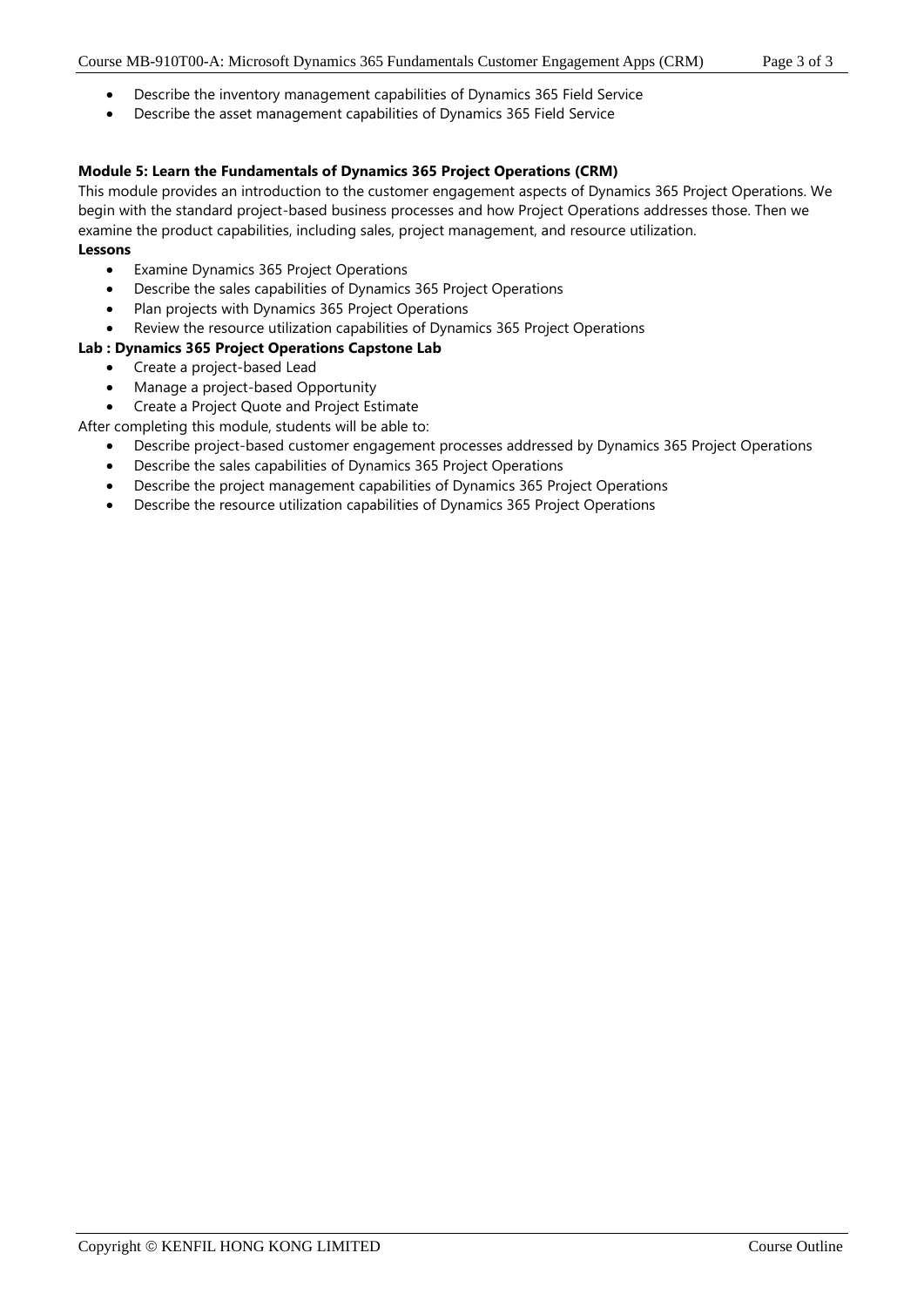- Describe the inventory management capabilities of Dynamics 365 Field Service
- Describe the asset management capabilities of Dynamics 365 Field Service

**Module 5: Learn the Fundamentals of Dynamics 365 Project Operations (CRM)**

This module provides an introduction to the customer engagement aspects of Dynamics 365 Project Operations. We begin with the standard project-based business processes and how Project Operations addresses those. Then we examine the product capabilities, including sales, project management, and resource utilization.

**Lessons**

- Examine Dynamics 365 Project Operations
- Describe the sales capabilities of Dynamics 365 Project Operations
- Plan projects with Dynamics 365 Project Operations
- Review the resource utilization capabilities of Dynamics 365 Project Operations

**Lab : Dynamics 365 Project Operations Capstone Lab**

- Create a project-based Lead
- Manage a project-based Opportunity
- Create a Project Quote and Project Estimate

After completing this module, students will be able to:

- Describe project-based customer engagement processes addressed by Dynamics 365 Project Operations
- Describe the sales capabilities of Dynamics 365 Project Operations
- Describe the project management capabilities of Dynamics 365 Project Operations
- Describe the resource utilization capabilities of Dynamics 365 Project Operations